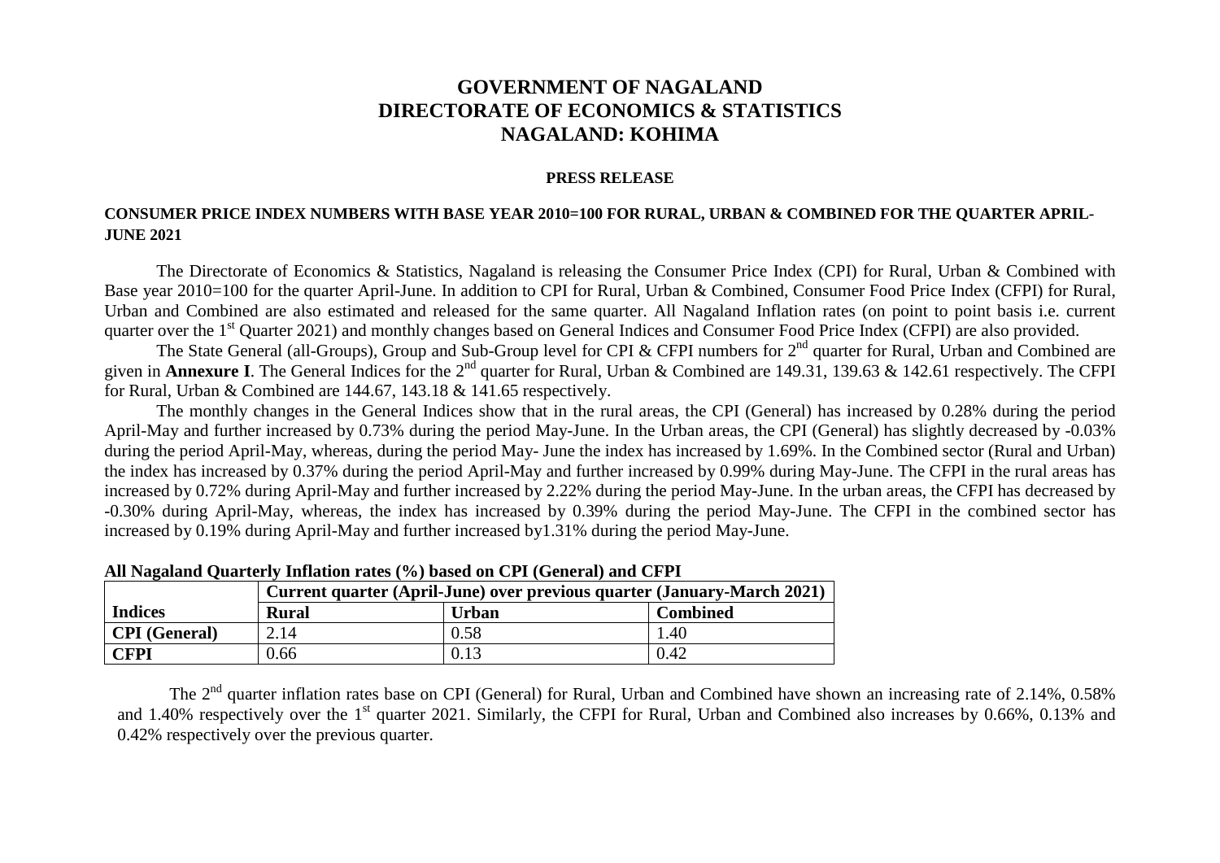# GOVERNMENT OF NAGALAND
# DIRECTORATE OF ECONOMICS & STATISTICS
# NAGALAND: KOHIMA

**PRESS RELEASE**

**CONSUMER PRICE INDEX NUMBERS WITH BASE YEAR 2010=100 FOR RURAL, URBAN & COMBINED FOR THE QUARTER APRIL-JUNE 2021**

The Directorate of Economics & Statistics, Nagaland is releasing the Consumer Price Index (CPI) for Rural, Urban & Combined with Base year 2010=100 for the quarter April-June. In addition to CPI for Rural, Urban & Combined, Consumer Food Price Index (CFPI) for Rural, Urban and Combined are also estimated and released for the same quarter. All Nagaland Inflation rates (on point to point basis i.e. current quarter over the 1st Quarter 2021) and monthly changes based on General Indices and Consumer Food Price Index (CFPI) are also provided.

The State General (all-Groups), Group and Sub-Group level for CPI & CFPI numbers for 2nd quarter for Rural, Urban and Combined are given in **Annexure I**. The General Indices for the 2nd quarter for Rural, Urban & Combined are 149.31, 139.63 & 142.61 respectively. The CFPI for Rural, Urban & Combined are 144.67, 143.18 & 141.65 respectively.

The monthly changes in the General Indices show that in the rural areas, the CPI (General) has increased by 0.28% during the period April-May and further increased by 0.73% during the period May-June. In the Urban areas, the CPI (General) has slightly decreased by -0.03% during the period April-May, whereas, during the period May- June the index has increased by 1.69%. In the Combined sector (Rural and Urban) the index has increased by 0.37% during the period April-May and further increased by 0.99% during May-June. The CFPI in the rural areas has increased by 0.72% during April-May and further increased by 2.22% during the period May-June. In the urban areas, the CFPI has decreased by -0.30% during April-May, whereas, the index has increased by 0.39% during the period May-June. The CFPI in the combined sector has increased by 0.19% during April-May and further increased by1.31% during the period May-June.

**All Nagaland Quarterly Inflation rates (%) based on CPI (General) and CFPI**

| | **Current quarter (April-June) over previous quarter (January-March 2021)** | | |
|---|---|---|---|
| **Indices** | **Rural** | **Urban** | **Combined** |
| **CPI (General)** | 2.14 | 0.58 | 1.40 |
| **CFPI** | 0.66 | 0.13 | 0.42 |

The 2nd quarter inflation rates base on CPI (General) for Rural, Urban and Combined have shown an increasing rate of 2.14%, 0.58% and 1.40% respectively over the 1st quarter 2021. Similarly, the CFPI for Rural, Urban and Combined also increases by 0.66%, 0.13% and 0.42% respectively over the previous quarter.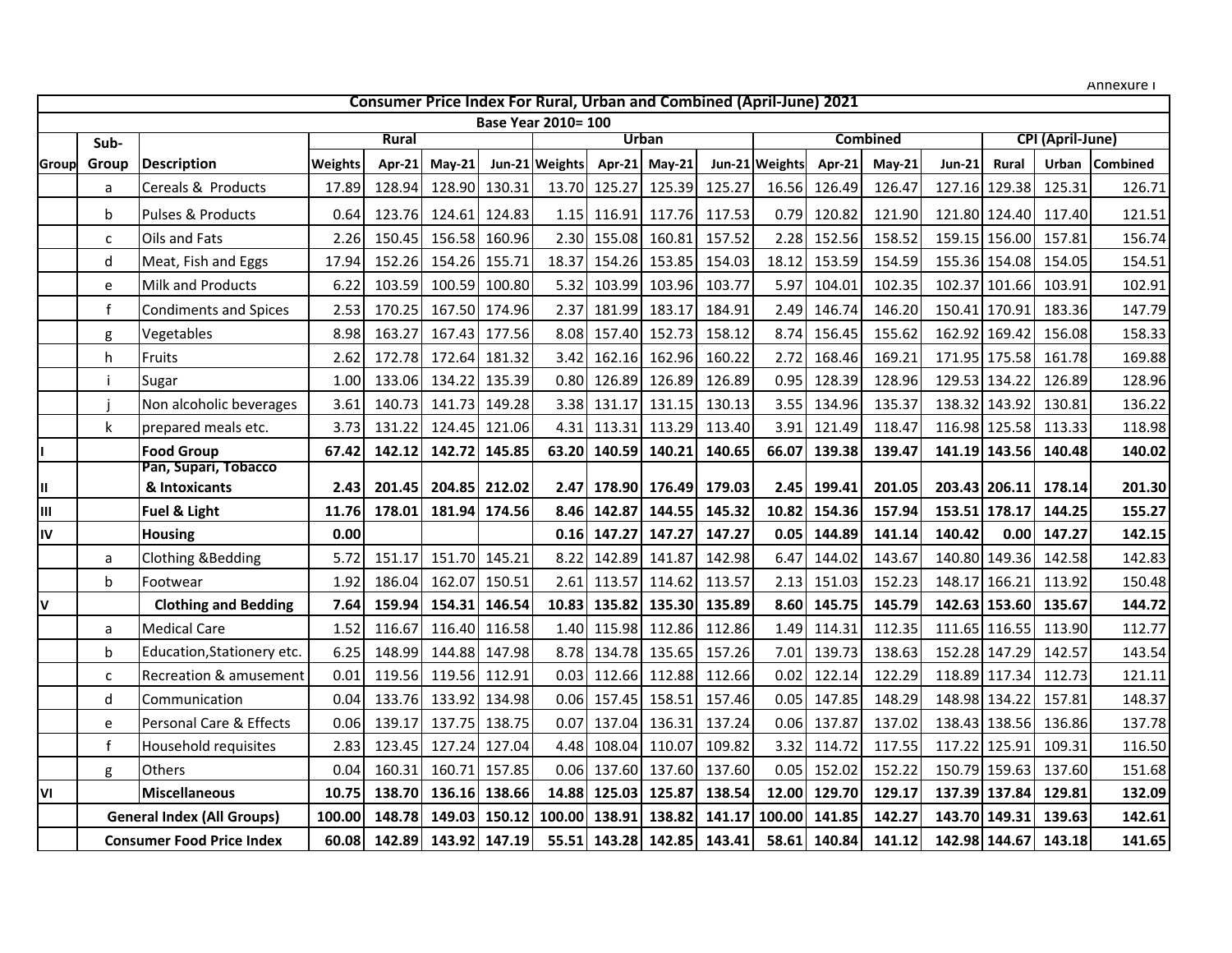Annexure I

| Consumer Price Index For Rural, Urban and Combined (April-June) 2021 | | | | | | | | | | | | | | | | | | |
|---|---|---|---|---|---|---|---|---|---|---|---|---|---|---|---|---|---|---|
| Base Year 2010= 100 | | | | | | | | | | | | | | | | | | |
| | Sub- | | Rural | | | | Urban | | | | Combined | | | | CPI (April-June) | | |
| Group | Group | Description | Weights | Apr-21 | May-21 | Jun-21 | Weights | Apr-21 | May-21 | Jun-21 | Weights | Apr-21 | May-21 | Jun-21 | Rural | Urban | Combined |
| | a | Cereals & Products | 17.89 | 128.94 | 128.90 | 130.31 | 13.70 | 125.27 | 125.39 | 125.27 | 16.56 | 126.49 | 126.47 | 127.16 | 129.38 | 125.31 | 126.71 |
| | b | Pulses & Products | 0.64 | 123.76 | 124.61 | 124.83 | 1.15 | 116.91 | 117.76 | 117.53 | 0.79 | 120.82 | 121.90 | 121.80 | 124.40 | 117.40 | 121.51 |
| | c | Oils and Fats | 2.26 | 150.45 | 156.58 | 160.96 | 2.30 | 155.08 | 160.81 | 157.52 | 2.28 | 152.56 | 158.52 | 159.15 | 156.00 | 157.81 | 156.74 |
| | d | Meat, Fish and Eggs | 17.94 | 152.26 | 154.26 | 155.71 | 18.37 | 154.26 | 153.85 | 154.03 | 18.12 | 153.59 | 154.59 | 155.36 | 154.08 | 154.05 | 154.51 |
| | e | Milk and Products | 6.22 | 103.59 | 100.59 | 100.80 | 5.32 | 103.99 | 103.96 | 103.77 | 5.97 | 104.01 | 102.35 | 102.37 | 101.66 | 103.91 | 102.91 |
| | f | Condiments and Spices | 2.53 | 170.25 | 167.50 | 174.96 | 2.37 | 181.99 | 183.17 | 184.91 | 2.49 | 146.74 | 146.20 | 150.41 | 170.91 | 183.36 | 147.79 |
| | g | Vegetables | 8.98 | 163.27 | 167.43 | 177.56 | 8.08 | 157.40 | 152.73 | 158.12 | 8.74 | 156.45 | 155.62 | 162.92 | 169.42 | 156.08 | 158.33 |
| | h | Fruits | 2.62 | 172.78 | 172.64 | 181.32 | 3.42 | 162.16 | 162.96 | 160.22 | 2.72 | 168.46 | 169.21 | 171.95 | 175.58 | 161.78 | 169.88 |
| | i | Sugar | 1.00 | 133.06 | 134.22 | 135.39 | 0.80 | 126.89 | 126.89 | 126.89 | 0.95 | 128.39 | 128.96 | 129.53 | 134.22 | 126.89 | 128.96 |
| | j | Non alcoholic beverages | 3.61 | 140.73 | 141.73 | 149.28 | 3.38 | 131.17 | 131.15 | 130.13 | 3.55 | 134.96 | 135.37 | 138.32 | 143.92 | 130.81 | 136.22 |
| | k | prepared meals etc. | 3.73 | 131.22 | 124.45 | 121.06 | 4.31 | 113.31 | 113.29 | 113.40 | 3.91 | 121.49 | 118.47 | 116.98 | 125.58 | 113.33 | 118.98 |
| I | | **Food Group** | **67.42** | **142.12** | **142.72** | **145.85** | **63.20** | **140.59** | **140.21** | **140.65** | **66.07** | **139.38** | **139.47** | **141.19** | **143.56** | **140.48** | **140.02** |
| II | | **Pan, Supari, Tobacco & Intoxicants** | **2.43** | **201.45** | **204.85** | **212.02** | **2.47** | **178.90** | **176.49** | **179.03** | **2.45** | **199.41** | **201.05** | **203.43** | **206.11** | **178.14** | **201.30** |
| III | | **Fuel & Light** | **11.76** | **178.01** | **181.94** | **174.56** | **8.46** | **142.87** | **144.55** | **145.32** | **10.82** | **154.36** | **157.94** | **153.51** | **178.17** | **144.25** | **155.27** |
| IV | | **Housing** | **0.00** | | | | **0.16** | **147.27** | **147.27** | **147.27** | **0.05** | **144.89** | **141.14** | **140.42** | **0.00** | **147.27** | **142.15** |
| | a | Clothing &Bedding | 5.72 | 151.17 | 151.70 | 145.21 | 8.22 | 142.89 | 141.87 | 142.98 | 6.47 | 144.02 | 143.67 | 140.80 | 149.36 | 142.58 | 142.83 |
| | b | Footwear | 1.92 | 186.04 | 162.07 | 150.51 | 2.61 | 113.57 | 114.62 | 113.57 | 2.13 | 151.03 | 152.23 | 148.17 | 166.21 | 113.92 | 150.48 |
| V | | **Clothing and Bedding** | **7.64** | **159.94** | **154.31** | **146.54** | **10.83** | **135.82** | **135.30** | **135.89** | **8.60** | **145.75** | **145.79** | **142.63** | **153.60** | **135.67** | **144.72** |
| | a | Medical Care | 1.52 | 116.67 | 116.40 | 116.58 | 1.40 | 115.98 | 112.86 | 112.86 | 1.49 | 114.31 | 112.35 | 111.65 | 116.55 | 113.90 | 112.77 |
| | b | Education,Stationery etc. | 6.25 | 148.99 | 144.88 | 147.98 | 8.78 | 134.78 | 135.65 | 157.26 | 7.01 | 139.73 | 138.63 | 152.28 | 147.29 | 142.57 | 143.54 |
| | c | Recreation & amusement | 0.01 | 119.56 | 119.56 | 112.91 | 0.03 | 112.66 | 112.88 | 112.66 | 0.02 | 122.14 | 122.29 | 118.89 | 117.34 | 112.73 | 121.11 |
| | d | Communication | 0.04 | 133.76 | 133.92 | 134.98 | 0.06 | 157.45 | 158.51 | 157.46 | 0.05 | 147.85 | 148.29 | 148.98 | 134.22 | 157.81 | 148.37 |
| | e | Personal Care & Effects | 0.06 | 139.17 | 137.75 | 138.75 | 0.07 | 137.04 | 136.31 | 137.24 | 0.06 | 137.87 | 137.02 | 138.43 | 138.56 | 136.86 | 137.78 |
| | f | Household requisites | 2.83 | 123.45 | 127.24 | 127.04 | 4.48 | 108.04 | 110.07 | 109.82 | 3.32 | 114.72 | 117.55 | 117.22 | 125.91 | 109.31 | 116.50 |
| | g | Others | 0.04 | 160.31 | 160.71 | 157.85 | 0.06 | 137.60 | 137.60 | 137.60 | 0.05 | 152.02 | 152.22 | 150.79 | 159.63 | 137.60 | 151.68 |
| VI | | **Miscellaneous** | **10.75** | **138.70** | **136.16** | **138.66** | **14.88** | **125.03** | **125.87** | **138.54** | **12.00** | **129.70** | **129.17** | **137.39** | **137.84** | **129.81** | **132.09** |
| | **General Index (All Groups)** | | **100.00** | **148.78** | **149.03** | **150.12** | **100.00** | **138.91** | **138.82** | **141.17** | **100.00** | **141.85** | **142.27** | **143.70** | **149.31** | **139.63** | **142.61** |
| | **Consumer Food Price Index** | | **60.08** | **142.89** | **143.92** | **147.19** | **55.51** | **143.28** | **142.85** | **143.41** | **58.61** | **140.84** | **141.12** | **142.98** | **144.67** | **143.18** | **141.65** |